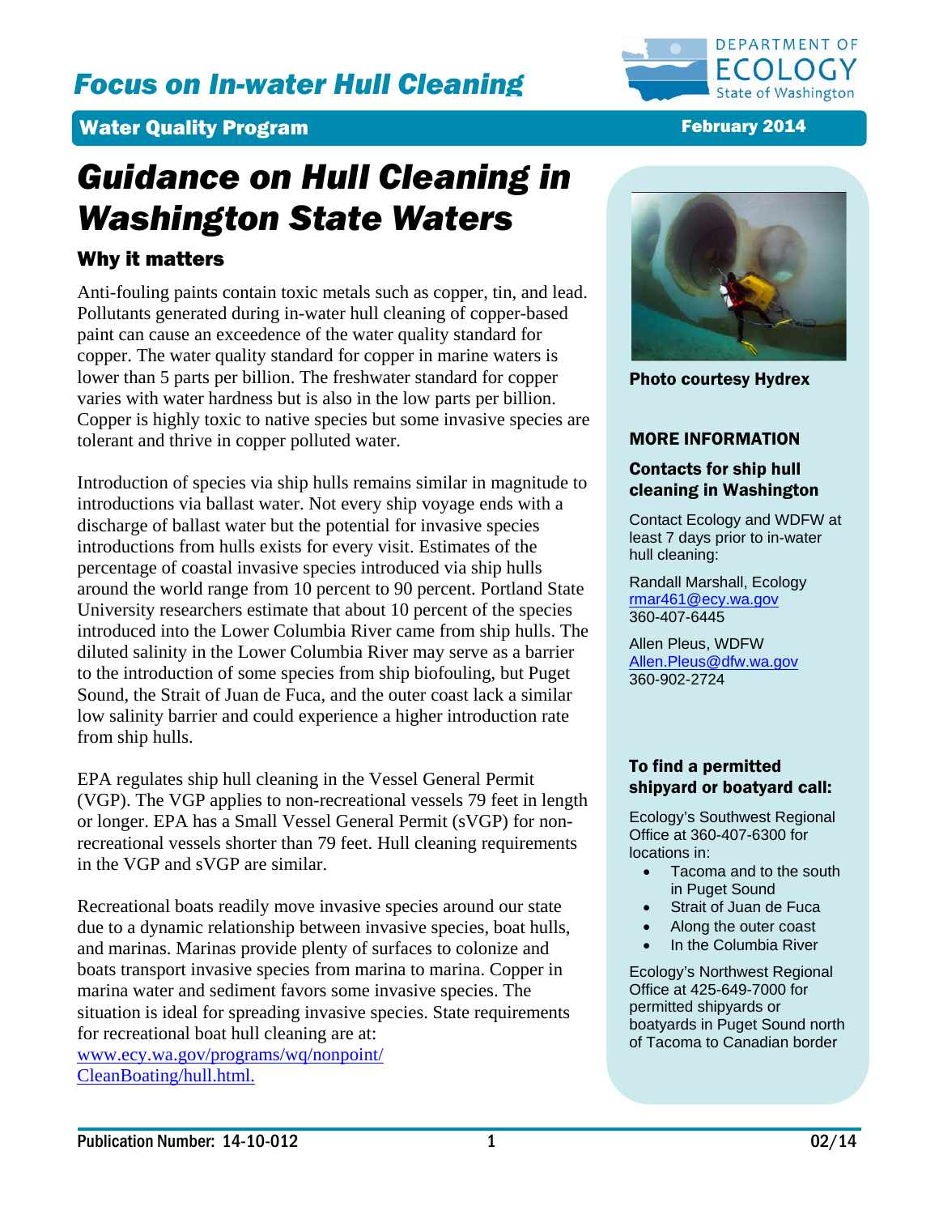# Focus on In-water Hull Cleaning

**Water Quality Program** — **February 2014**

# Guidance on Hull Cleaning in Washington State Waters

## Why it matters

Anti-fouling paints contain toxic metals such as copper, tin, and lead. Pollutants generated during in-water hull cleaning of copper-based paint can cause an exceedence of the water quality standard for copper. The water quality standard for copper in marine waters is lower than 5 parts per billion. The freshwater standard for copper varies with water hardness but is also in the low parts per billion. Copper is highly toxic to native species but some invasive species are tolerant and thrive in copper polluted water.

Introduction of species via ship hulls remains similar in magnitude to introductions via ballast water. Not every ship voyage ends with a discharge of ballast water but the potential for invasive species introductions from hulls exists for every visit. Estimates of the percentage of coastal invasive species introduced via ship hulls around the world range from 10 percent to 90 percent. Portland State University researchers estimate that about 10 percent of the species introduced into the Lower Columbia River came from ship hulls. The diluted salinity in the Lower Columbia River may serve as a barrier to the introduction of some species from ship biofouling, but Puget Sound, the Strait of Juan de Fuca, and the outer coast lack a similar low salinity barrier and could experience a higher introduction rate from ship hulls.

EPA regulates ship hull cleaning in the Vessel General Permit (VGP). The VGP applies to non-recreational vessels 79 feet in length or longer. EPA has a Small Vessel General Permit (sVGP) for non-recreational vessels shorter than 79 feet. Hull cleaning requirements in the VGP and sVGP are similar.

Recreational boats readily move invasive species around our state due to a dynamic relationship between invasive species, boat hulls, and marinas. Marinas provide plenty of surfaces to colonize and boats transport invasive species from marina to marina. Copper in marina water and sediment favors some invasive species. The situation is ideal for spreading invasive species. State requirements for recreational boat hull cleaning are at: [www.ecy.wa.gov/programs/wq/nonpoint/CleanBoating/hull.html.](www.ecy.wa.gov/programs/wq/nonpoint/CleanBoating/hull.html)

**Photo courtesy Hydrex**

### MORE INFORMATION

**Contacts for ship hull cleaning in Washington**

Contact Ecology and WDFW at least 7 days prior to in-water hull cleaning:

Randall Marshall, Ecology
rmar461@ecy.wa.gov
360-407-6445

Allen Pleus, WDFW
Allen.Pleus@dfw.wa.gov
360-902-2724

**To find a permitted shipyard or boatyard call:**

Ecology's Southwest Regional Office at 360-407-6300 for locations in:

- Tacoma and to the south in Puget Sound
- Strait of Juan de Fuca
- Along the outer coast
- In the Columbia River

Ecology's Northwest Regional Office at 425-649-7000 for permitted shipyards or boatyards in Puget Sound north of Tacoma to Canadian border

Publication Number: 14-10-012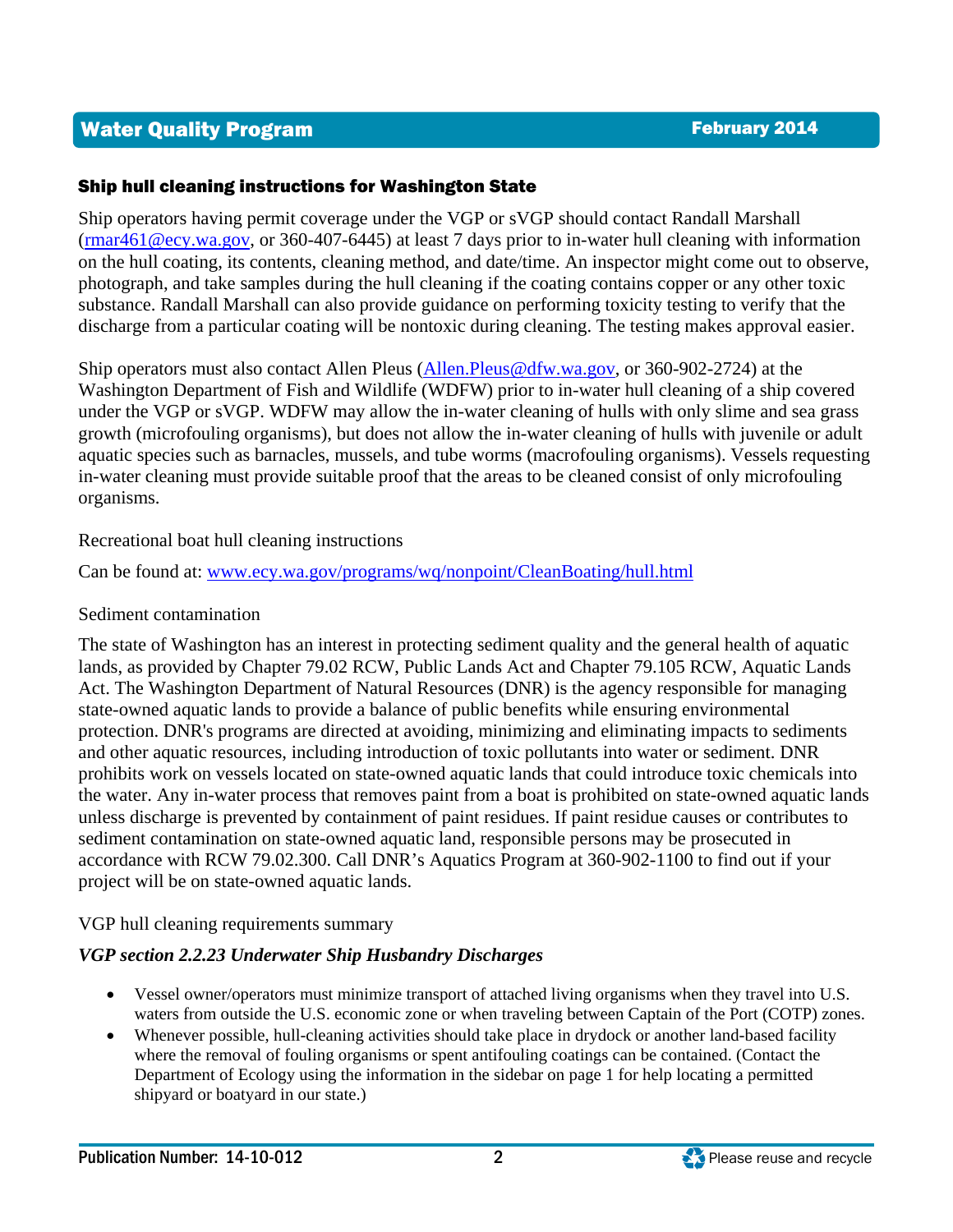### Ship hull cleaning instructions for Washington State

Ship operators having permit coverage under the VGP or sVGP should contact Randall Marshall (rmar461@ecy.wa.gov, or 360-407-6445) at least 7 days prior to in-water hull cleaning with information on the hull coating, its contents, cleaning method, and date/time. An inspector might come out to observe, photograph, and take samples during the hull cleaning if the coating contains copper or any other toxic substance. Randall Marshall can also provide guidance on performing toxicity testing to verify that the discharge from a particular coating will be nontoxic during cleaning. The testing makes approval easier.

Ship operators must also contact Allen Pleus (Allen.Pleus@dfw.wa.gov, or 360-902-2724) at the Washington Department of Fish and Wildlife (WDFW) prior to in-water hull cleaning of a ship covered under the VGP or sVGP. WDFW may allow the in-water cleaning of hulls with only slime and sea grass growth (microfouling organisms), but does not allow the in-water cleaning of hulls with juvenile or adult aquatic species such as barnacles, mussels, and tube worms (macrofouling organisms). Vessels requesting in-water cleaning must provide suitable proof that the areas to be cleaned consist of only microfouling organisms.

Recreational boat hull cleaning instructions

Can be found at: www.ecy.wa.gov/programs/wq/nonpoint/CleanBoating/hull.html

Sediment contamination

The state of Washington has an interest in protecting sediment quality and the general health of aquatic lands, as provided by Chapter 79.02 RCW, Public Lands Act and Chapter 79.105 RCW, Aquatic Lands Act. The Washington Department of Natural Resources (DNR) is the agency responsible for managing state-owned aquatic lands to provide a balance of public benefits while ensuring environmental protection. DNR's programs are directed at avoiding, minimizing and eliminating impacts to sediments and other aquatic resources, including introduction of toxic pollutants into water or sediment. DNR prohibits work on vessels located on state-owned aquatic lands that could introduce toxic chemicals into the water. Any in-water process that removes paint from a boat is prohibited on state-owned aquatic lands unless discharge is prevented by containment of paint residues. If paint residue causes or contributes to sediment contamination on state-owned aquatic land, responsible persons may be prosecuted in accordance with RCW 79.02.300. Call DNR's Aquatics Program at 360-902-1100 to find out if your project will be on state-owned aquatic lands.

VGP hull cleaning requirements summary

***VGP section 2.2.23 Underwater Ship Husbandry Discharges***

- Vessel owner/operators must minimize transport of attached living organisms when they travel into U.S. waters from outside the U.S. economic zone or when traveling between Captain of the Port (COTP) zones.
- Whenever possible, hull-cleaning activities should take place in drydock or another land-based facility where the removal of fouling organisms or spent antifouling coatings can be contained. (Contact the Department of Ecology using the information in the sidebar on page 1 for help locating a permitted shipyard or boatyard in our state.)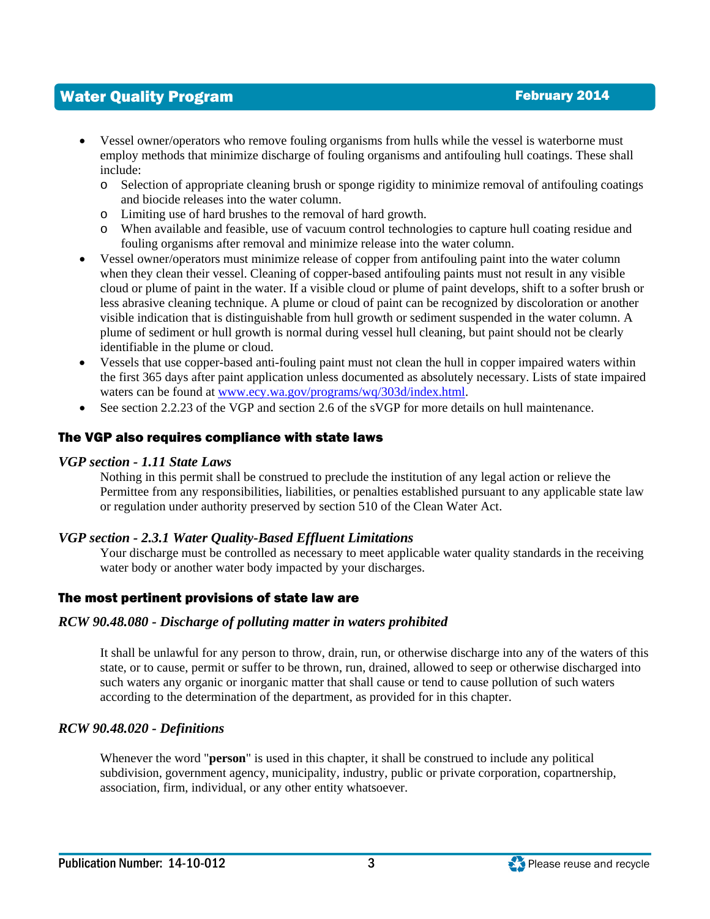- Vessel owner/operators who remove fouling organisms from hulls while the vessel is waterborne must employ methods that minimize discharge of fouling organisms and antifouling hull coatings. These shall include:
  - Selection of appropriate cleaning brush or sponge rigidity to minimize removal of antifouling coatings and biocide releases into the water column.
  - Limiting use of hard brushes to the removal of hard growth.
  - When available and feasible, use of vacuum control technologies to capture hull coating residue and fouling organisms after removal and minimize release into the water column.
- Vessel owner/operators must minimize release of copper from antifouling paint into the water column when they clean their vessel. Cleaning of copper-based antifouling paints must not result in any visible cloud or plume of paint in the water. If a visible cloud or plume of paint develops, shift to a softer brush or less abrasive cleaning technique. A plume or cloud of paint can be recognized by discoloration or another visible indication that is distinguishable from hull growth or sediment suspended in the water column. A plume of sediment or hull growth is normal during vessel hull cleaning, but paint should not be clearly identifiable in the plume or cloud.
- Vessels that use copper-based anti-fouling paint must not clean the hull in copper impaired waters within the first 365 days after paint application unless documented as absolutely necessary. Lists of state impaired waters can be found at [www.ecy.wa.gov/programs/wq/303d/index.html](http://www.ecy.wa.gov/programs/wq/303d/index.html).
- See section 2.2.23 of the VGP and section 2.6 of the sVGP for more details on hull maintenance.

## The VGP also requires compliance with state laws

### *VGP section - 1.11 State Laws*

Nothing in this permit shall be construed to preclude the institution of any legal action or relieve the Permittee from any responsibilities, liabilities, or penalties established pursuant to any applicable state law or regulation under authority preserved by section 510 of the Clean Water Act.

### *VGP section - 2.3.1 Water Quality-Based Effluent Limitations*

Your discharge must be controlled as necessary to meet applicable water quality standards in the receiving water body or another water body impacted by your discharges.

## The most pertinent provisions of state law are

### *RCW 90.48.080 - Discharge of polluting matter in waters prohibited*

It shall be unlawful for any person to throw, drain, run, or otherwise discharge into any of the waters of this state, or to cause, permit or suffer to be thrown, run, drained, allowed to seep or otherwise discharged into such waters any organic or inorganic matter that shall cause or tend to cause pollution of such waters according to the determination of the department, as provided for in this chapter.

### *RCW 90.48.020 - Definitions*

Whenever the word "**person**" is used in this chapter, it shall be construed to include any political subdivision, government agency, municipality, industry, public or private corporation, copartnership, association, firm, individual, or any other entity whatsoever.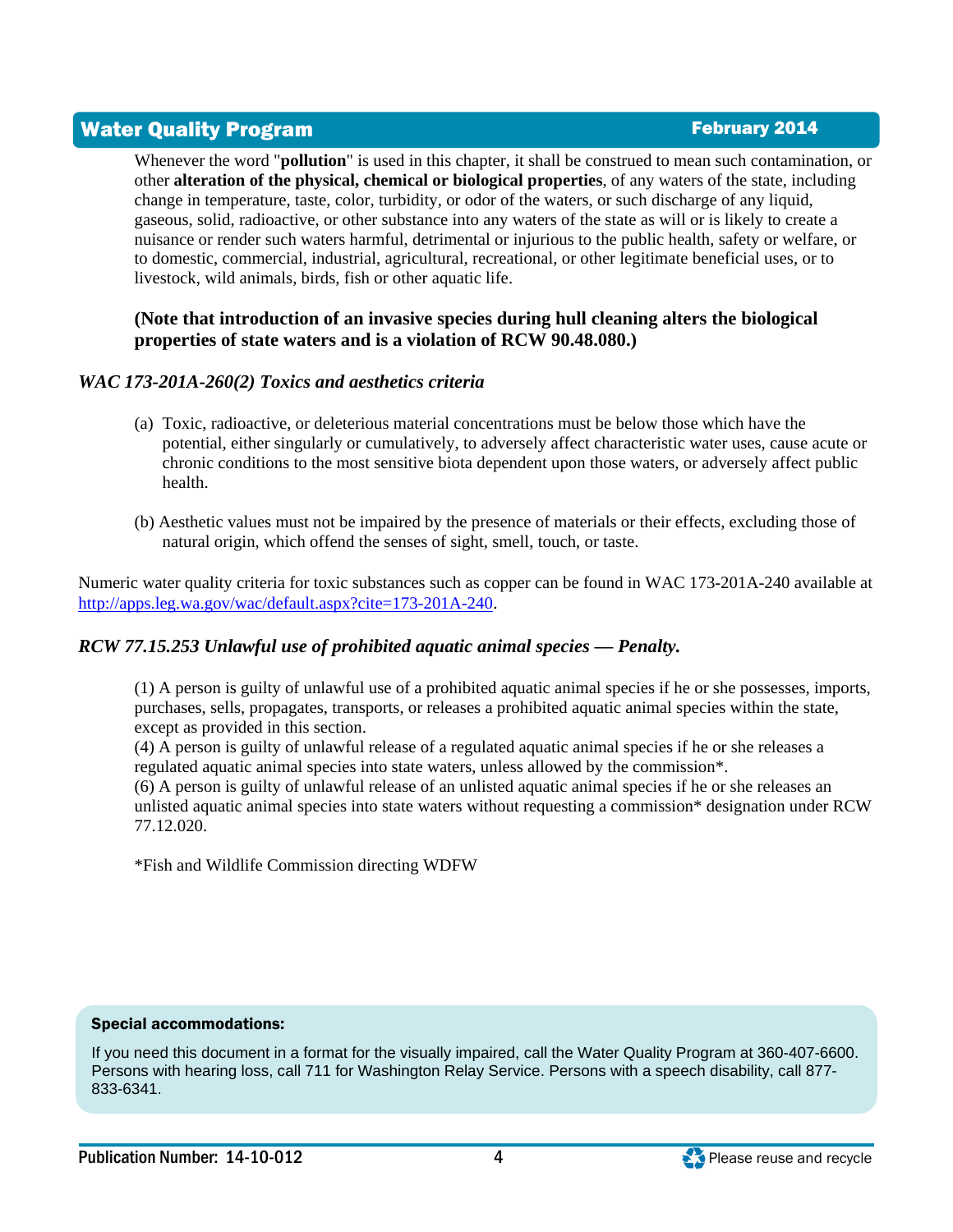Whenever the word "**pollution**" is used in this chapter, it shall be construed to mean such contamination, or other **alteration of the physical, chemical or biological properties**, of any waters of the state, including change in temperature, taste, color, turbidity, or odor of the waters, or such discharge of any liquid, gaseous, solid, radioactive, or other substance into any waters of the state as will or is likely to create a nuisance or render such waters harmful, detrimental or injurious to the public health, safety or welfare, or to domestic, commercial, industrial, agricultural, recreational, or other legitimate beneficial uses, or to livestock, wild animals, birds, fish or other aquatic life.

**(Note that introduction of an invasive species during hull cleaning alters the biological properties of state waters and is a violation of RCW 90.48.080.)**

### *WAC 173-201A-260(2) Toxics and aesthetics criteria*

(a) Toxic, radioactive, or deleterious material concentrations must be below those which have the potential, either singularly or cumulatively, to adversely affect characteristic water uses, cause acute or chronic conditions to the most sensitive biota dependent upon those waters, or adversely affect public health.

(b) Aesthetic values must not be impaired by the presence of materials or their effects, excluding those of natural origin, which offend the senses of sight, smell, touch, or taste.

Numeric water quality criteria for toxic substances such as copper can be found in WAC 173-201A-240 available at [http://apps.leg.wa.gov/wac/default.aspx?cite=173-201A-240](http://apps.leg.wa.gov/wac/default.aspx?cite=173-201A-240).

### *RCW 77.15.253 Unlawful use of prohibited aquatic animal species — Penalty.*

(1) A person is guilty of unlawful use of a prohibited aquatic animal species if he or she possesses, imports, purchases, sells, propagates, transports, or releases a prohibited aquatic animal species within the state, except as provided in this section.
(4) A person is guilty of unlawful release of a regulated aquatic animal species if he or she releases a regulated aquatic animal species into state waters, unless allowed by the commission*.
(6) A person is guilty of unlawful release of an unlisted aquatic animal species if he or she releases an unlisted aquatic animal species into state waters without requesting a commission* designation under RCW 77.12.020.

*Fish and Wildlife Commission directing WDFW

**Special accommodations:**

If you need this document in a format for the visually impaired, call the Water Quality Program at 360-407-6600. Persons with hearing loss, call 711 for Washington Relay Service. Persons with a speech disability, call 877-833-6341.

Publication Number: 14-10-012